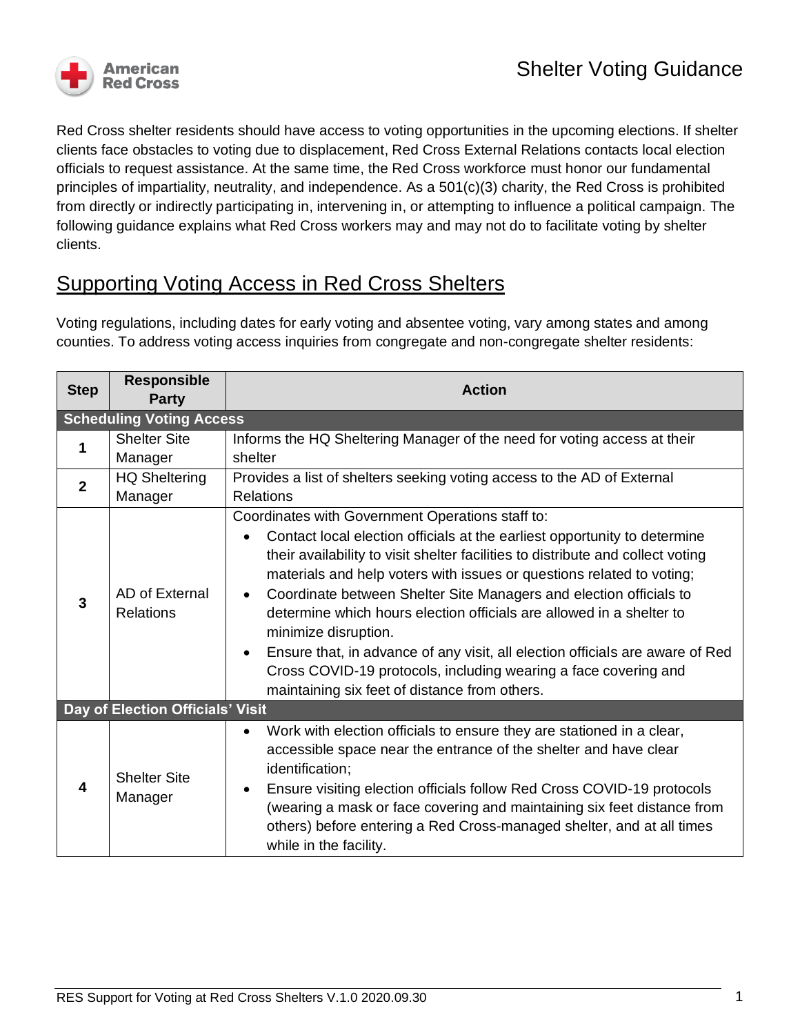# Shelter Voting Guidance

Red Cross shelter residents should have access to voting opportunities in the upcoming elections. If shelter clients face obstacles to voting due to displacement, Red Cross External Relations contacts local election officials to request assistance. At the same time, the Red Cross workforce must honor our fundamental principles of impartiality, neutrality, and independence. As a 501(c)(3) charity, the Red Cross is prohibited from directly or indirectly participating in, intervening in, or attempting to influence a political campaign. The following guidance explains what Red Cross workers may and may not do to facilitate voting by shelter clients.

## Supporting Voting Access in Red Cross Shelters

Voting regulations, including dates for early voting and absentee voting, vary among states and among counties. To address voting access inquiries from congregate and non-congregate shelter residents:

| Step | Responsible Party | Action |
|---|---|---|
| **Scheduling Voting Access** | | |
| **1** | Shelter Site Manager | Informs the HQ Sheltering Manager of the need for voting access at their shelter |
| **2** | HQ Sheltering Manager | Provides a list of shelters seeking voting access to the AD of External Relations |
| **3** | AD of External Relations | Coordinates with Government Operations staff to:<br>• Contact local election officials at the earliest opportunity to determine their availability to visit shelter facilities to distribute and collect voting materials and help voters with issues or questions related to voting;<br>• Coordinate between Shelter Site Managers and election officials to determine which hours election officials are allowed in a shelter to minimize disruption.<br>• Ensure that, in advance of any visit, all election officials are aware of Red Cross COVID-19 protocols, including wearing a face covering and maintaining six feet of distance from others. |
| **Day of Election Officials' Visit** | | |
| **4** | Shelter Site Manager | • Work with election officials to ensure they are stationed in a clear, accessible space near the entrance of the shelter and have clear identification;<br>• Ensure visiting election officials follow Red Cross COVID-19 protocols (wearing a mask or face covering and maintaining six feet distance from others) before entering a Red Cross-managed shelter, and at all times while in the facility. |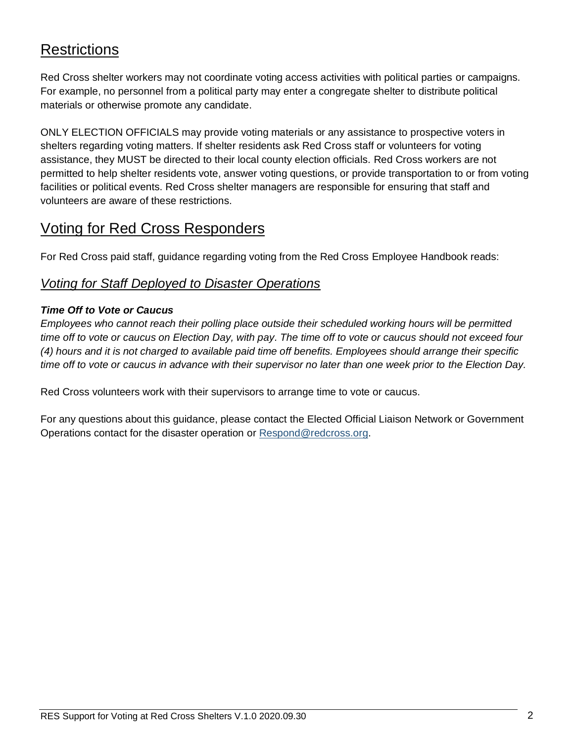## Restrictions

Red Cross shelter workers may not coordinate voting access activities with political parties or campaigns. For example, no personnel from a political party may enter a congregate shelter to distribute political materials or otherwise promote any candidate.

ONLY ELECTION OFFICIALS may provide voting materials or any assistance to prospective voters in shelters regarding voting matters. If shelter residents ask Red Cross staff or volunteers for voting assistance, they MUST be directed to their local county election officials. Red Cross workers are not permitted to help shelter residents vote, answer voting questions, or provide transportation to or from voting facilities or political events. Red Cross shelter managers are responsible for ensuring that staff and volunteers are aware of these restrictions.

## Voting for Red Cross Responders

For Red Cross paid staff, guidance regarding voting from the Red Cross Employee Handbook reads:

### *Voting for Staff Deployed to Disaster Operations*

***Time Off to Vote or Caucus***

*Employees who cannot reach their polling place outside their scheduled working hours will be permitted time off to vote or caucus on Election Day, with pay. The time off to vote or caucus should not exceed four (4) hours and it is not charged to available paid time off benefits. Employees should arrange their specific time off to vote or caucus in advance with their supervisor no later than one week prior to the Election Day.*

Red Cross volunteers work with their supervisors to arrange time to vote or caucus.

For any questions about this guidance, please contact the Elected Official Liaison Network or Government Operations contact for the disaster operation or [Respond@redcross.org](mailto:Respond@redcross.org).